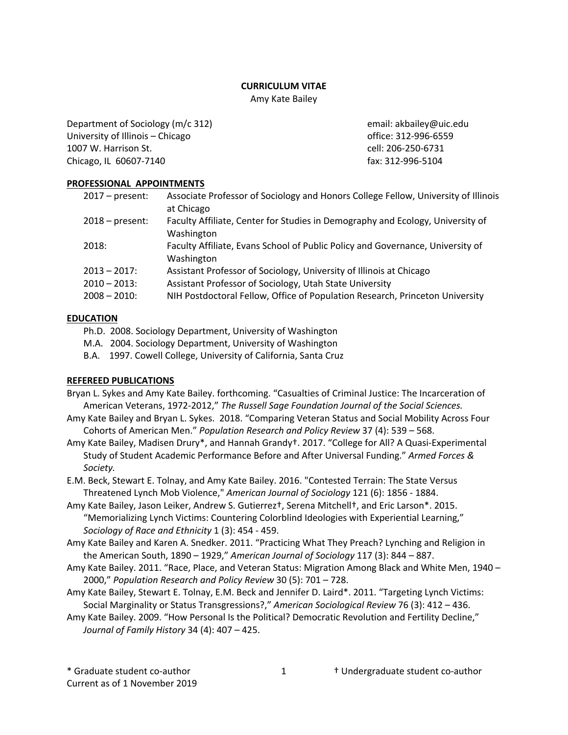# CURRICULUM VITAE

Amy Kate Bailey

Department of Sociology (m/c 312)
University of Illinois – Chicago
1007 W. Harrison St.
Chicago, IL 60607-7140

email: akbailey@uic.edu
office: 312-996-6559
cell: 206-250-6731
fax: 312-996-5104

## PROFESSIONAL APPOINTMENTS

| | |
|---|---|
| 2017 – present: | Associate Professor of Sociology and Honors College Fellow, University of Illinois at Chicago |
| 2018 – present: | Faculty Affiliate, Center for Studies in Demography and Ecology, University of Washington |
| 2018: | Faculty Affiliate, Evans School of Public Policy and Governance, University of Washington |
| 2013 – 2017: | Assistant Professor of Sociology, University of Illinois at Chicago |
| 2010 – 2013: | Assistant Professor of Sociology, Utah State University |
| 2008 – 2010: | NIH Postdoctoral Fellow, Office of Population Research, Princeton University |

## EDUCATION

Ph.D. 2008. Sociology Department, University of Washington
M.A. 2004. Sociology Department, University of Washington
B.A. 1997. Cowell College, University of California, Santa Cruz

## REFEREED PUBLICATIONS

Bryan L. Sykes and Amy Kate Bailey. forthcoming. "Casualties of Criminal Justice: The Incarceration of American Veterans, 1972-2012," *The Russell Sage Foundation Journal of the Social Sciences.*

Amy Kate Bailey and Bryan L. Sykes. 2018. "Comparing Veteran Status and Social Mobility Across Four Cohorts of American Men." *Population Research and Policy Review* 37 (4): 539 – 568.

Amy Kate Bailey, Madisen Drury*, and Hannah Grandy†. 2017. "College for All? A Quasi-Experimental Study of Student Academic Performance Before and After Universal Funding." *Armed Forces & Society.*

E.M. Beck, Stewart E. Tolnay, and Amy Kate Bailey. 2016. "Contested Terrain: The State Versus Threatened Lynch Mob Violence," *American Journal of Sociology* 121 (6): 1856 - 1884.

Amy Kate Bailey, Jason Leiker, Andrew S. Gutierrez†, Serena Mitchell†, and Eric Larson*. 2015. "Memorializing Lynch Victims: Countering Colorblind Ideologies with Experiential Learning," *Sociology of Race and Ethnicity* 1 (3): 454 - 459.

Amy Kate Bailey and Karen A. Snedker. 2011. "Practicing What They Preach? Lynching and Religion in the American South, 1890 – 1929," *American Journal of Sociology* 117 (3): 844 – 887.

Amy Kate Bailey. 2011. "Race, Place, and Veteran Status: Migration Among Black and White Men, 1940 – 2000," *Population Research and Policy Review* 30 (5): 701 – 728.

Amy Kate Bailey, Stewart E. Tolnay, E.M. Beck and Jennifer D. Laird*. 2011. "Targeting Lynch Victims: Social Marginality or Status Transgressions?," *American Sociological Review* 76 (3): 412 – 436.

Amy Kate Bailey. 2009. "How Personal Is the Political? Democratic Revolution and Fertility Decline," *Journal of Family History* 34 (4): 407 – 425.

\* Graduate student co-author
† Undergraduate student co-author
Current as of 1 November 2019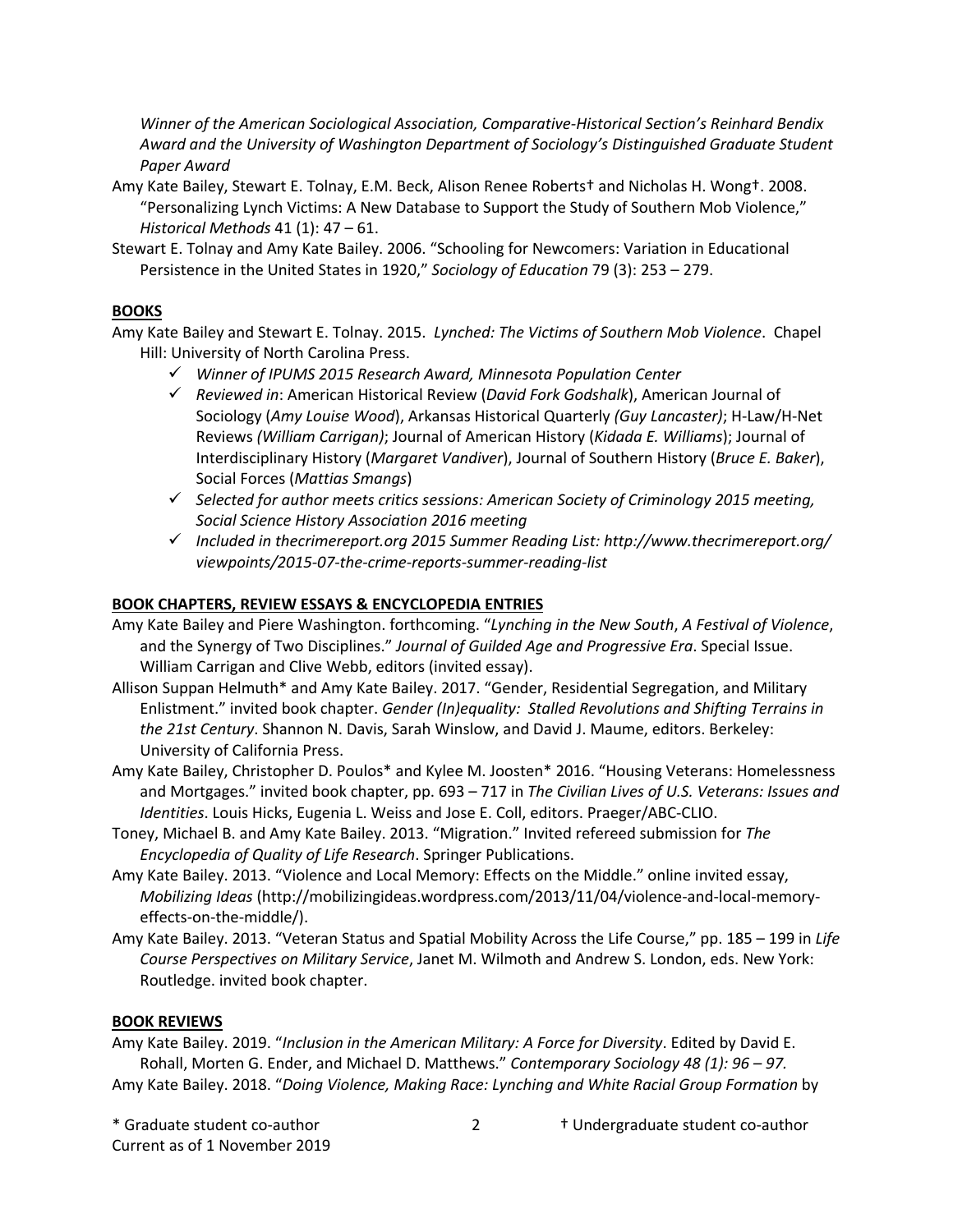*Winner of the American Sociological Association, Comparative-Historical Section's Reinhard Bendix Award and the University of Washington Department of Sociology's Distinguished Graduate Student Paper Award*

Amy Kate Bailey, Stewart E. Tolnay, E.M. Beck, Alison Renee Roberts† and Nicholas H. Wong†. 2008. "Personalizing Lynch Victims: A New Database to Support the Study of Southern Mob Violence," *Historical Methods* 41 (1): 47 – 61.

Stewart E. Tolnay and Amy Kate Bailey. 2006. "Schooling for Newcomers: Variation in Educational Persistence in the United States in 1920," *Sociology of Education* 79 (3): 253 – 279.

## BOOKS

Amy Kate Bailey and Stewart E. Tolnay. 2015. *Lynched: The Victims of Southern Mob Violence*. Chapel Hill: University of North Carolina Press.

- ✓ *Winner of IPUMS 2015 Research Award, Minnesota Population Center*
- ✓ *Reviewed in*: American Historical Review (*David Fork Godshalk*), American Journal of Sociology (*Amy Louise Wood*), Arkansas Historical Quarterly *(Guy Lancaster)*; H-Law/H-Net Reviews *(William Carrigan)*; Journal of American History (*Kidada E. Williams*); Journal of Interdisciplinary History (*Margaret Vandiver*), Journal of Southern History (*Bruce E. Baker*), Social Forces (*Mattias Smangs*)
- ✓ *Selected for author meets critics sessions: American Society of Criminology 2015 meeting, Social Science History Association 2016 meeting*
- ✓ *Included in thecrimereport.org 2015 Summer Reading List: http://www.thecrimereport.org/viewpoints/2015-07-the-crime-reports-summer-reading-list*

## BOOK CHAPTERS, REVIEW ESSAYS & ENCYCLOPEDIA ENTRIES

Amy Kate Bailey and Piere Washington. forthcoming. "*Lynching in the New South*, *A Festival of Violence*, and the Synergy of Two Disciplines." *Journal of Guilded Age and Progressive Era*. Special Issue. William Carrigan and Clive Webb, editors (invited essay).

Allison Suppan Helmuth* and Amy Kate Bailey. 2017. "Gender, Residential Segregation, and Military Enlistment." invited book chapter. *Gender (In)equality: Stalled Revolutions and Shifting Terrains in the 21st Century*. Shannon N. Davis, Sarah Winslow, and David J. Maume, editors. Berkeley: University of California Press.

Amy Kate Bailey, Christopher D. Poulos* and Kylee M. Joosten* 2016. "Housing Veterans: Homelessness and Mortgages." invited book chapter, pp. 693 – 717 in *The Civilian Lives of U.S. Veterans: Issues and Identities*. Louis Hicks, Eugenia L. Weiss and Jose E. Coll, editors. Praeger/ABC-CLIO.

Toney, Michael B. and Amy Kate Bailey. 2013. "Migration." Invited refereed submission for *The Encyclopedia of Quality of Life Research*. Springer Publications.

Amy Kate Bailey. 2013. "Violence and Local Memory: Effects on the Middle." online invited essay, *Mobilizing Ideas* (http://mobilizingideas.wordpress.com/2013/11/04/violence-and-local-memory-effects-on-the-middle/).

Amy Kate Bailey. 2013. "Veteran Status and Spatial Mobility Across the Life Course," pp. 185 – 199 in *Life Course Perspectives on Military Service*, Janet M. Wilmoth and Andrew S. London, eds. New York: Routledge. invited book chapter.

## BOOK REVIEWS

Amy Kate Bailey. 2019. "*Inclusion in the American Military: A Force for Diversity*. Edited by David E. Rohall, Morten G. Ender, and Michael D. Matthews." *Contemporary Sociology 48 (1): 96 – 97.*

Amy Kate Bailey. 2018. "*Doing Violence, Making Race: Lynching and White Racial Group Formation* by

\* Graduate student co-author † Undergraduate student co-author
Current as of 1 November 2019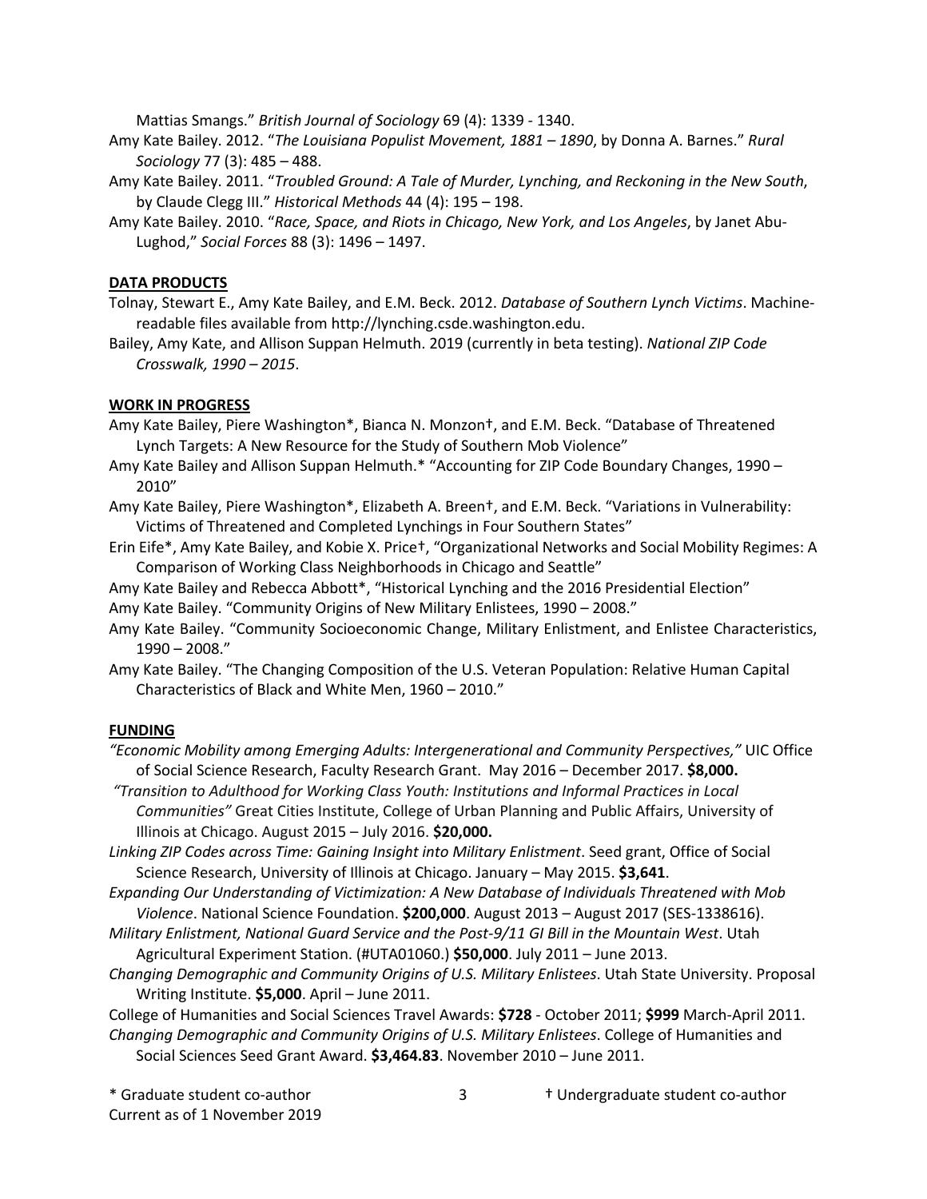Mattias Smangs." *British Journal of Sociology* 69 (4): 1339 - 1340.

Amy Kate Bailey. 2012. "*The Louisiana Populist Movement, 1881 – 1890*, by Donna A. Barnes." *Rural Sociology* 77 (3): 485 – 488.

Amy Kate Bailey. 2011. "*Troubled Ground: A Tale of Murder, Lynching, and Reckoning in the New South*, by Claude Clegg III." *Historical Methods* 44 (4): 195 – 198.

Amy Kate Bailey. 2010. "*Race, Space, and Riots in Chicago, New York, and Los Angeles*, by Janet Abu-Lughod," *Social Forces* 88 (3): 1496 – 1497.

## DATA PRODUCTS

Tolnay, Stewart E., Amy Kate Bailey, and E.M. Beck. 2012. *Database of Southern Lynch Victims*. Machine-readable files available from http://lynching.csde.washington.edu.

Bailey, Amy Kate, and Allison Suppan Helmuth. 2019 (currently in beta testing). *National ZIP Code Crosswalk, 1990 – 2015*.

## WORK IN PROGRESS

Amy Kate Bailey, Piere Washington*, Bianca N. Monzon†, and E.M. Beck. "Database of Threatened Lynch Targets: A New Resource for the Study of Southern Mob Violence"

Amy Kate Bailey and Allison Suppan Helmuth.* "Accounting for ZIP Code Boundary Changes, 1990 – 2010"

Amy Kate Bailey, Piere Washington*, Elizabeth A. Breen†, and E.M. Beck. "Variations in Vulnerability: Victims of Threatened and Completed Lynchings in Four Southern States"

Erin Eife*, Amy Kate Bailey, and Kobie X. Price†, "Organizational Networks and Social Mobility Regimes: A Comparison of Working Class Neighborhoods in Chicago and Seattle"

Amy Kate Bailey and Rebecca Abbott*, "Historical Lynching and the 2016 Presidential Election"

Amy Kate Bailey. "Community Origins of New Military Enlistees, 1990 – 2008."

Amy Kate Bailey. "Community Socioeconomic Change, Military Enlistment, and Enlistee Characteristics, 1990 – 2008."

Amy Kate Bailey. "The Changing Composition of the U.S. Veteran Population: Relative Human Capital Characteristics of Black and White Men, 1960 – 2010."

## FUNDING

*"Economic Mobility among Emerging Adults: Intergenerational and Community Perspectives,"* UIC Office of Social Science Research, Faculty Research Grant. May 2016 – December 2017. **$8,000.**

*"Transition to Adulthood for Working Class Youth: Institutions and Informal Practices in Local Communities"* Great Cities Institute, College of Urban Planning and Public Affairs, University of Illinois at Chicago. August 2015 – July 2016. **$20,000.**

*Linking ZIP Codes across Time: Gaining Insight into Military Enlistment*. Seed grant, Office of Social Science Research, University of Illinois at Chicago. January – May 2015. **$3,641**.

*Expanding Our Understanding of Victimization: A New Database of Individuals Threatened with Mob Violence*. National Science Foundation. **$200,000**. August 2013 – August 2017 (SES-1338616).

*Military Enlistment, National Guard Service and the Post-9/11 GI Bill in the Mountain West*. Utah Agricultural Experiment Station. (#UTA01060.) **$50,000**. July 2011 – June 2013.

*Changing Demographic and Community Origins of U.S. Military Enlistees*. Utah State University. Proposal Writing Institute. **$5,000**. April – June 2011.

College of Humanities and Social Sciences Travel Awards: **$728** - October 2011; **$999** March-April 2011.

*Changing Demographic and Community Origins of U.S. Military Enlistees*. College of Humanities and Social Sciences Seed Grant Award. **$3,464.83**. November 2010 – June 2011.

\* Graduate student co-author † Undergraduate student co-author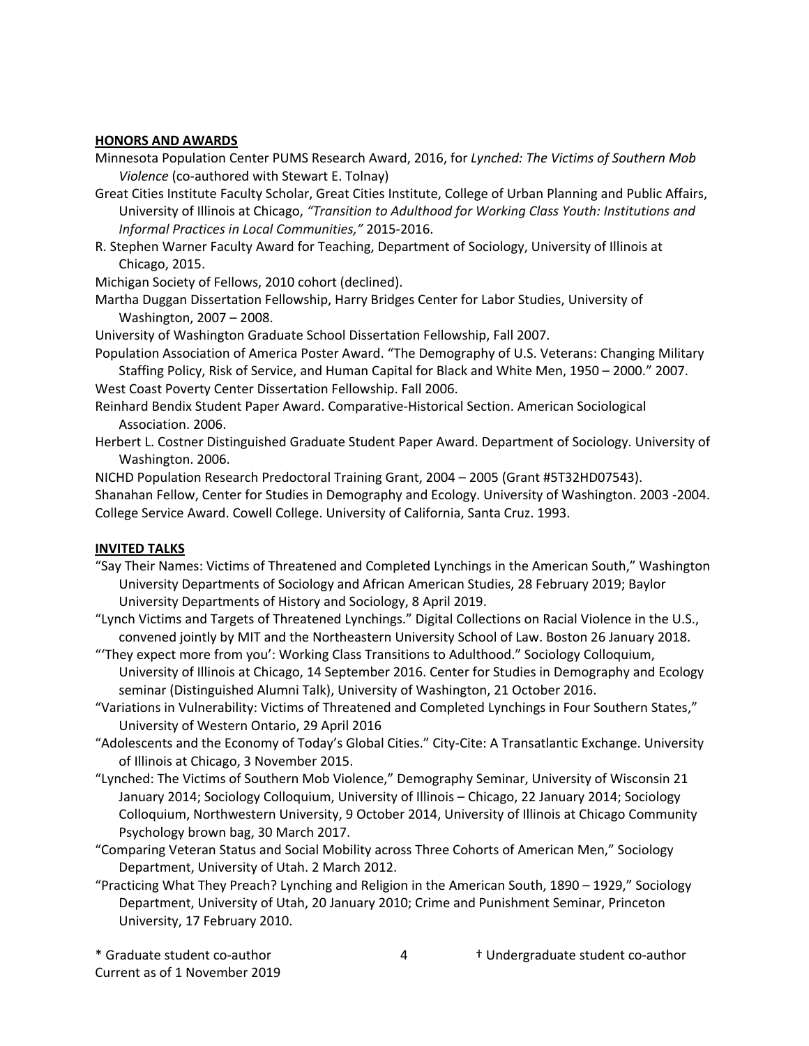## HONORS AND AWARDS

Minnesota Population Center PUMS Research Award, 2016, for *Lynched: The Victims of Southern Mob Violence* (co-authored with Stewart E. Tolnay)

Great Cities Institute Faculty Scholar, Great Cities Institute, College of Urban Planning and Public Affairs, University of Illinois at Chicago, *"Transition to Adulthood for Working Class Youth: Institutions and Informal Practices in Local Communities,"* 2015-2016.

R. Stephen Warner Faculty Award for Teaching, Department of Sociology, University of Illinois at Chicago, 2015.

Michigan Society of Fellows, 2010 cohort (declined).

Martha Duggan Dissertation Fellowship, Harry Bridges Center for Labor Studies, University of Washington, 2007 – 2008.

University of Washington Graduate School Dissertation Fellowship, Fall 2007.

Population Association of America Poster Award. "The Demography of U.S. Veterans: Changing Military Staffing Policy, Risk of Service, and Human Capital for Black and White Men, 1950 – 2000." 2007.

West Coast Poverty Center Dissertation Fellowship. Fall 2006.

Reinhard Bendix Student Paper Award. Comparative-Historical Section. American Sociological Association. 2006.

Herbert L. Costner Distinguished Graduate Student Paper Award. Department of Sociology. University of Washington. 2006.

NICHD Population Research Predoctoral Training Grant, 2004 – 2005 (Grant #5T32HD07543).

Shanahan Fellow, Center for Studies in Demography and Ecology. University of Washington. 2003 -2004.

College Service Award. Cowell College. University of California, Santa Cruz. 1993.

## INVITED TALKS

"Say Their Names: Victims of Threatened and Completed Lynchings in the American South," Washington University Departments of Sociology and African American Studies, 28 February 2019; Baylor University Departments of History and Sociology, 8 April 2019.

"Lynch Victims and Targets of Threatened Lynchings." Digital Collections on Racial Violence in the U.S., convened jointly by MIT and the Northeastern University School of Law. Boston 26 January 2018.

"'They expect more from you': Working Class Transitions to Adulthood." Sociology Colloquium, University of Illinois at Chicago, 14 September 2016. Center for Studies in Demography and Ecology seminar (Distinguished Alumni Talk), University of Washington, 21 October 2016.

"Variations in Vulnerability: Victims of Threatened and Completed Lynchings in Four Southern States," University of Western Ontario, 29 April 2016

"Adolescents and the Economy of Today's Global Cities." City-Cite: A Transatlantic Exchange. University of Illinois at Chicago, 3 November 2015.

"Lynched: The Victims of Southern Mob Violence," Demography Seminar, University of Wisconsin 21 January 2014; Sociology Colloquium, University of Illinois – Chicago, 22 January 2014; Sociology Colloquium, Northwestern University, 9 October 2014, University of Illinois at Chicago Community Psychology brown bag, 30 March 2017.

"Comparing Veteran Status and Social Mobility across Three Cohorts of American Men," Sociology Department, University of Utah. 2 March 2012.

"Practicing What They Preach? Lynching and Religion in the American South, 1890 – 1929," Sociology Department, University of Utah, 20 January 2010; Crime and Punishment Seminar, Princeton University, 17 February 2010.

\* Graduate student co-author † Undergraduate student co-author
Current as of 1 November 2019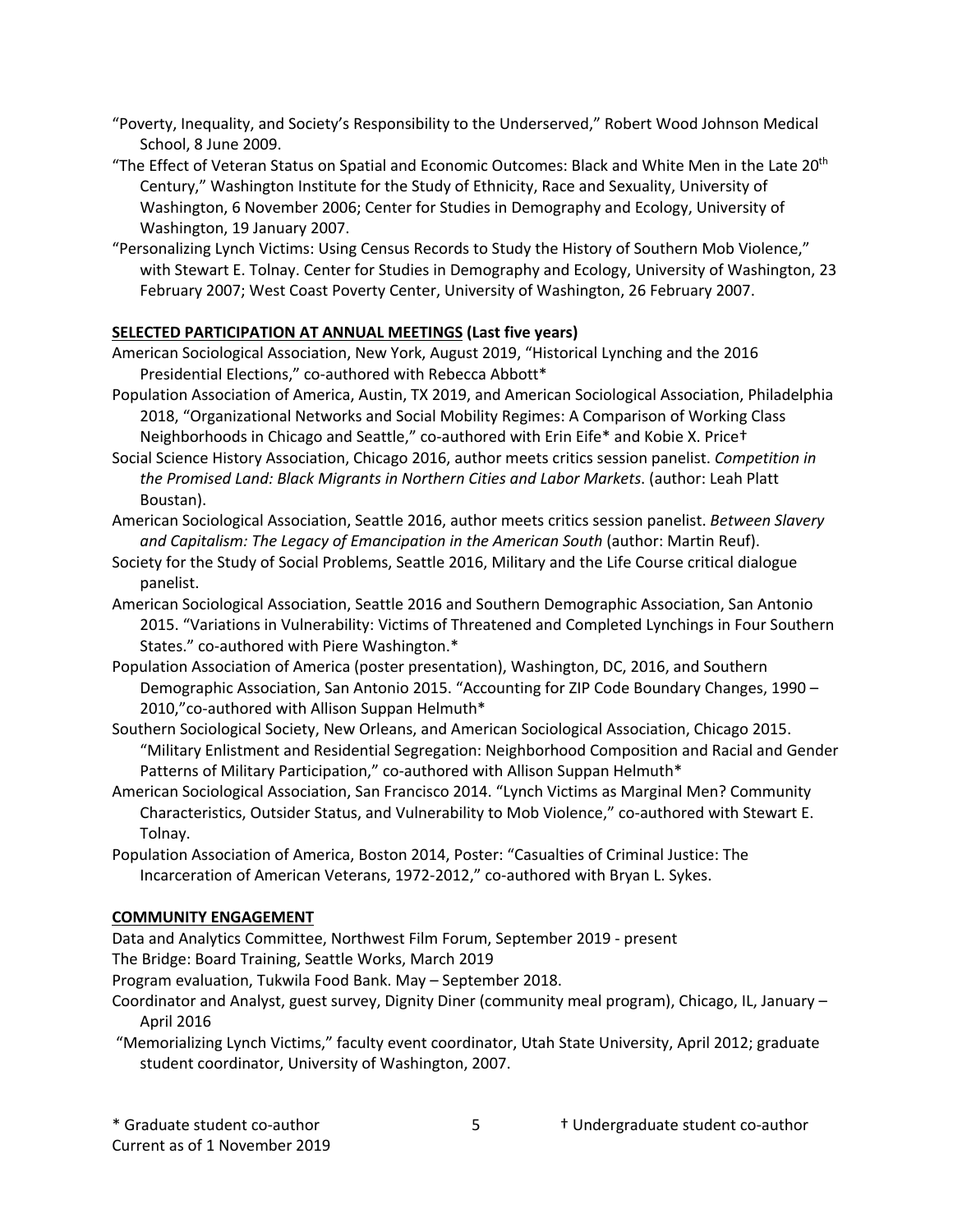"Poverty, Inequality, and Society's Responsibility to the Underserved," Robert Wood Johnson Medical School, 8 June 2009.

"The Effect of Veteran Status on Spatial and Economic Outcomes: Black and White Men in the Late 20th Century," Washington Institute for the Study of Ethnicity, Race and Sexuality, University of Washington, 6 November 2006; Center for Studies in Demography and Ecology, University of Washington, 19 January 2007.

"Personalizing Lynch Victims: Using Census Records to Study the History of Southern Mob Violence," with Stewart E. Tolnay. Center for Studies in Demography and Ecology, University of Washington, 23 February 2007; West Coast Poverty Center, University of Washington, 26 February 2007.

**SELECTED PARTICIPATION AT ANNUAL MEETINGS (Last five years)**

American Sociological Association, New York, August 2019, "Historical Lynching and the 2016 Presidential Elections," co-authored with Rebecca Abbott*

Population Association of America, Austin, TX 2019, and American Sociological Association, Philadelphia 2018, "Organizational Networks and Social Mobility Regimes: A Comparison of Working Class Neighborhoods in Chicago and Seattle," co-authored with Erin Eife* and Kobie X. Price†

Social Science History Association, Chicago 2016, author meets critics session panelist. *Competition in the Promised Land: Black Migrants in Northern Cities and Labor Markets*. (author: Leah Platt Boustan).

American Sociological Association, Seattle 2016, author meets critics session panelist. *Between Slavery and Capitalism: The Legacy of Emancipation in the American South* (author: Martin Reuf).

Society for the Study of Social Problems, Seattle 2016, Military and the Life Course critical dialogue panelist.

American Sociological Association, Seattle 2016 and Southern Demographic Association, San Antonio 2015. "Variations in Vulnerability: Victims of Threatened and Completed Lynchings in Four Southern States." co-authored with Piere Washington.*

Population Association of America (poster presentation), Washington, DC, 2016, and Southern Demographic Association, San Antonio 2015. "Accounting for ZIP Code Boundary Changes, 1990 – 2010,"co-authored with Allison Suppan Helmuth*

Southern Sociological Society, New Orleans, and American Sociological Association, Chicago 2015. "Military Enlistment and Residential Segregation: Neighborhood Composition and Racial and Gender Patterns of Military Participation," co-authored with Allison Suppan Helmuth*

American Sociological Association, San Francisco 2014. "Lynch Victims as Marginal Men? Community Characteristics, Outsider Status, and Vulnerability to Mob Violence," co-authored with Stewart E. Tolnay.

Population Association of America, Boston 2014, Poster: "Casualties of Criminal Justice: The Incarceration of American Veterans, 1972-2012," co-authored with Bryan L. Sykes.

**COMMUNITY ENGAGEMENT**

Data and Analytics Committee, Northwest Film Forum, September 2019 - present

The Bridge: Board Training, Seattle Works, March 2019

Program evaluation, Tukwila Food Bank. May – September 2018.

Coordinator and Analyst, guest survey, Dignity Diner (community meal program), Chicago, IL, January – April 2016

"Memorializing Lynch Victims," faculty event coordinator, Utah State University, April 2012; graduate student coordinator, University of Washington, 2007.

* Graduate student co-author

† Undergraduate student co-author

Current as of 1 November 2019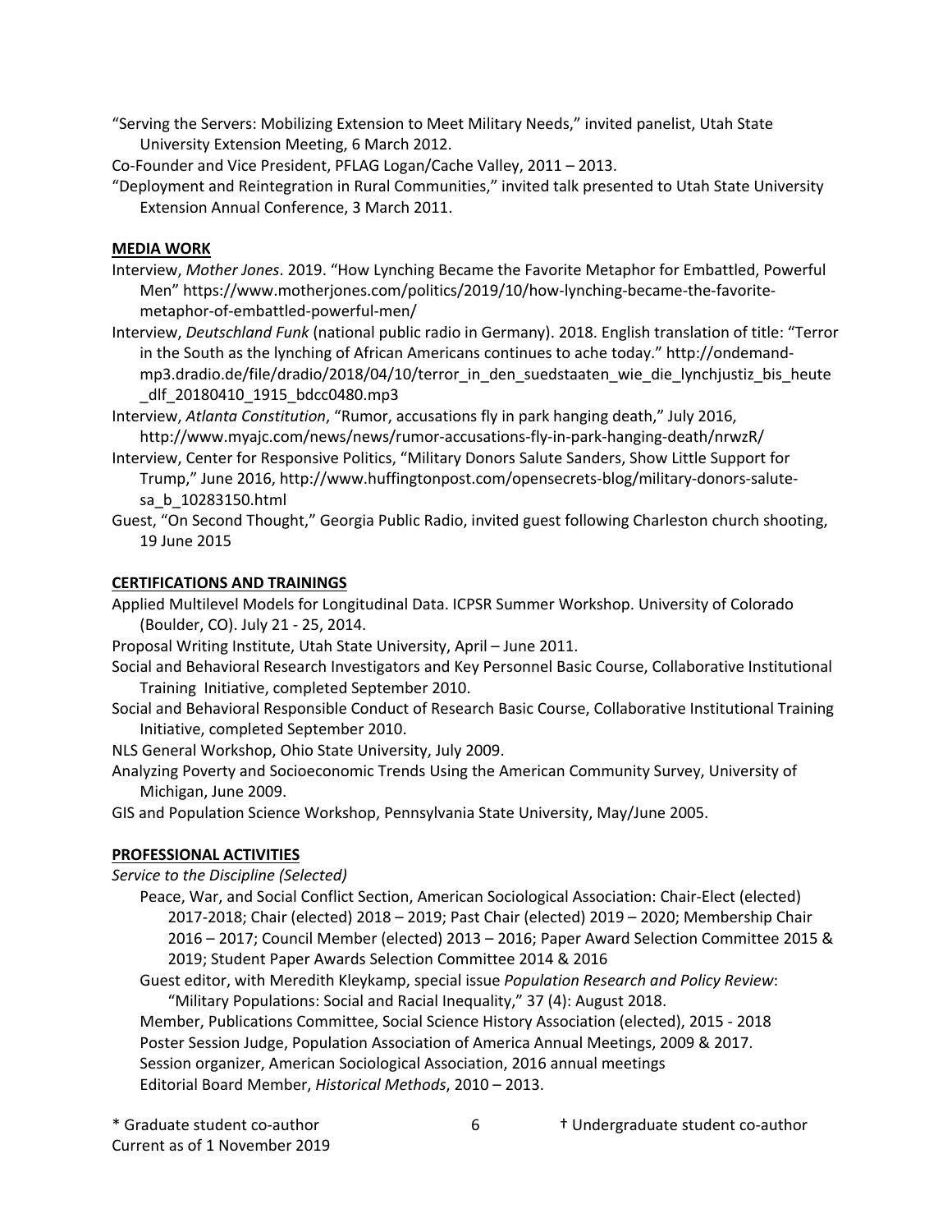"Serving the Servers: Mobilizing Extension to Meet Military Needs," invited panelist, Utah State University Extension Meeting, 6 March 2012.

Co-Founder and Vice President, PFLAG Logan/Cache Valley, 2011 – 2013.

"Deployment and Reintegration in Rural Communities," invited talk presented to Utah State University Extension Annual Conference, 3 March 2011.

## MEDIA WORK

Interview, *Mother Jones*. 2019. "How Lynching Became the Favorite Metaphor for Embattled, Powerful Men" https://www.motherjones.com/politics/2019/10/how-lynching-became-the-favorite-metaphor-of-embattled-powerful-men/

Interview, *Deutschland Funk* (national public radio in Germany). 2018. English translation of title: "Terror in the South as the lynching of African Americans continues to ache today." http://ondemand-mp3.dradio.de/file/dradio/2018/04/10/terror_in_den_suedstaaten_wie_die_lynchjustiz_bis_heute_dlf_20180410_1915_bdcc0480.mp3

Interview, *Atlanta Constitution*, "Rumor, accusations fly in park hanging death," July 2016, http://www.myajc.com/news/news/rumor-accusations-fly-in-park-hanging-death/nrwzR/

Interview, Center for Responsive Politics, "Military Donors Salute Sanders, Show Little Support for Trump," June 2016, http://www.huffingtonpost.com/opensecrets-blog/military-donors-salute-sa_b_10283150.html

Guest, "On Second Thought," Georgia Public Radio, invited guest following Charleston church shooting, 19 June 2015

## CERTIFICATIONS AND TRAININGS

Applied Multilevel Models for Longitudinal Data. ICPSR Summer Workshop. University of Colorado (Boulder, CO). July 21 - 25, 2014.

Proposal Writing Institute, Utah State University, April – June 2011.

Social and Behavioral Research Investigators and Key Personnel Basic Course, Collaborative Institutional Training Initiative, completed September 2010.

Social and Behavioral Responsible Conduct of Research Basic Course, Collaborative Institutional Training Initiative, completed September 2010.

NLS General Workshop, Ohio State University, July 2009.

Analyzing Poverty and Socioeconomic Trends Using the American Community Survey, University of Michigan, June 2009.

GIS and Population Science Workshop, Pennsylvania State University, May/June 2005.

## PROFESSIONAL ACTIVITIES

*Service to the Discipline (Selected)*

Peace, War, and Social Conflict Section, American Sociological Association: Chair-Elect (elected) 2017-2018; Chair (elected) 2018 – 2019; Past Chair (elected) 2019 – 2020; Membership Chair 2016 – 2017; Council Member (elected) 2013 – 2016; Paper Award Selection Committee 2015 & 2019; Student Paper Awards Selection Committee 2014 & 2016

Guest editor, with Meredith Kleykamp, special issue *Population Research and Policy Review*: "Military Populations: Social and Racial Inequality," 37 (4): August 2018.

Member, Publications Committee, Social Science History Association (elected), 2015 - 2018

Poster Session Judge, Population Association of America Annual Meetings, 2009 & 2017.

Session organizer, American Sociological Association, 2016 annual meetings

Editorial Board Member, *Historical Methods*, 2010 – 2013.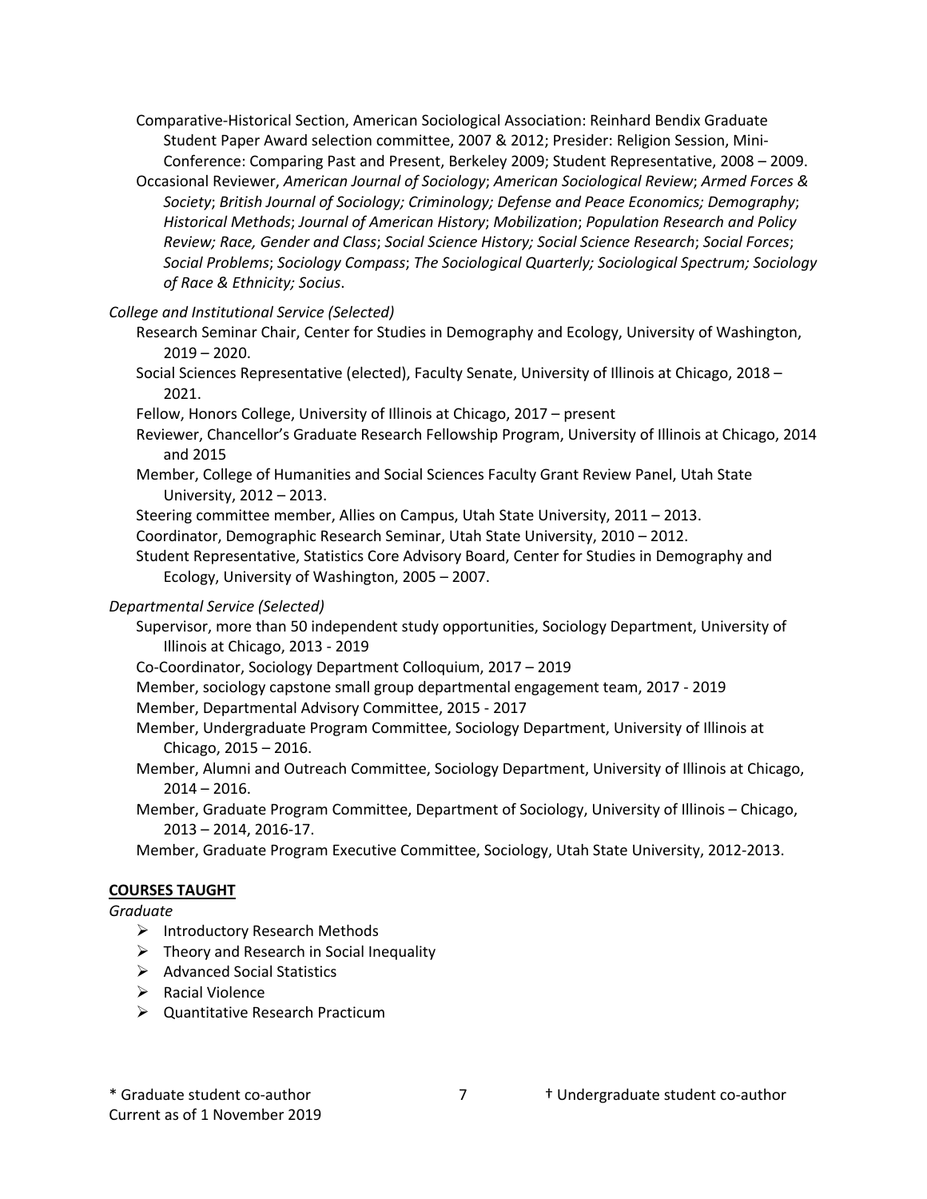Comparative-Historical Section, American Sociological Association: Reinhard Bendix Graduate Student Paper Award selection committee, 2007 & 2012; Presider: Religion Session, Mini-Conference: Comparing Past and Present, Berkeley 2009; Student Representative, 2008 – 2009.

Occasional Reviewer, *American Journal of Sociology*; *American Sociological Review*; *Armed Forces & Society*; *British Journal of Sociology; Criminology; Defense and Peace Economics; Demography*; *Historical Methods*; *Journal of American History*; *Mobilization*; *Population Research and Policy Review; Race, Gender and Class*; *Social Science History; Social Science Research*; *Social Forces*; *Social Problems*; *Sociology Compass*; *The Sociological Quarterly; Sociological Spectrum; Sociology of Race & Ethnicity; Socius*.

*College and Institutional Service (Selected)*

Research Seminar Chair, Center for Studies in Demography and Ecology, University of Washington, 2019 – 2020.

Social Sciences Representative (elected), Faculty Senate, University of Illinois at Chicago, 2018 – 2021.

Fellow, Honors College, University of Illinois at Chicago, 2017 – present

Reviewer, Chancellor's Graduate Research Fellowship Program, University of Illinois at Chicago, 2014 and 2015

Member, College of Humanities and Social Sciences Faculty Grant Review Panel, Utah State University, 2012 – 2013.

Steering committee member, Allies on Campus, Utah State University, 2011 – 2013.

Coordinator, Demographic Research Seminar, Utah State University, 2010 – 2012.

Student Representative, Statistics Core Advisory Board, Center for Studies in Demography and Ecology, University of Washington, 2005 – 2007.

*Departmental Service (Selected)*

Supervisor, more than 50 independent study opportunities, Sociology Department, University of Illinois at Chicago, 2013 - 2019

Co-Coordinator, Sociology Department Colloquium, 2017 – 2019

Member, sociology capstone small group departmental engagement team, 2017 - 2019

Member, Departmental Advisory Committee, 2015 - 2017

Member, Undergraduate Program Committee, Sociology Department, University of Illinois at Chicago, 2015 – 2016.

Member, Alumni and Outreach Committee, Sociology Department, University of Illinois at Chicago, 2014 – 2016.

Member, Graduate Program Committee, Department of Sociology, University of Illinois – Chicago, 2013 – 2014, 2016-17.

Member, Graduate Program Executive Committee, Sociology, Utah State University, 2012-2013.

## COURSES TAUGHT

*Graduate*

- Introductory Research Methods
- Theory and Research in Social Inequality
- Advanced Social Statistics
- Racial Violence
- Quantitative Research Practicum

* Graduate student co-author † Undergraduate student co-author
Current as of 1 November 2019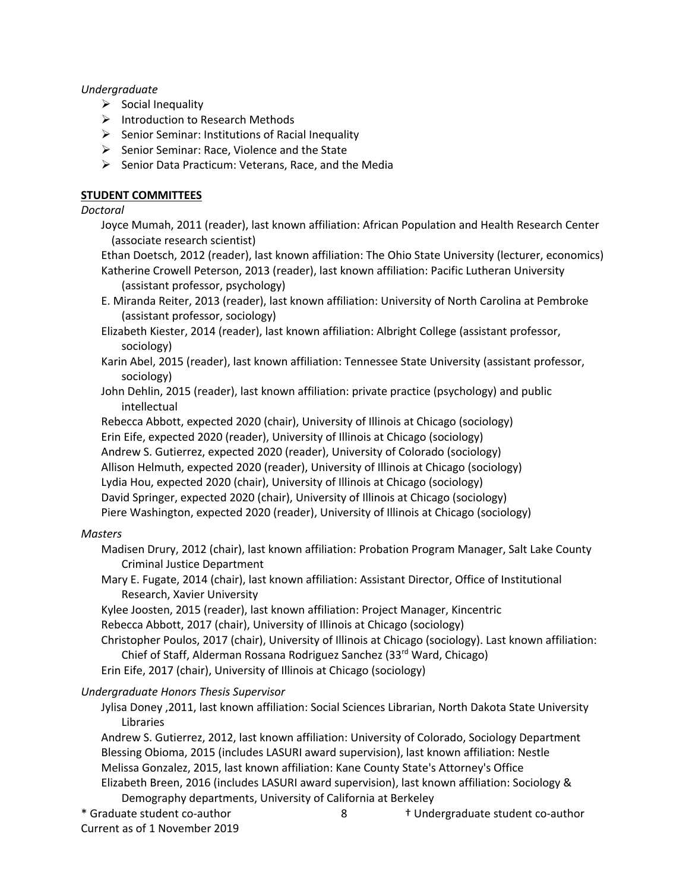*Undergraduate*

- Social Inequality
- Introduction to Research Methods
- Senior Seminar: Institutions of Racial Inequality
- Senior Seminar: Race, Violence and the State
- Senior Data Practicum: Veterans, Race, and the Media

**STUDENT COMMITTEES**

*Doctoral*

Joyce Mumah, 2011 (reader), last known affiliation: African Population and Health Research Center (associate research scientist)

Ethan Doetsch, 2012 (reader), last known affiliation: The Ohio State University (lecturer, economics)

Katherine Crowell Peterson, 2013 (reader), last known affiliation: Pacific Lutheran University (assistant professor, psychology)

E. Miranda Reiter, 2013 (reader), last known affiliation: University of North Carolina at Pembroke (assistant professor, sociology)

Elizabeth Kiester, 2014 (reader), last known affiliation: Albright College (assistant professor, sociology)

Karin Abel, 2015 (reader), last known affiliation: Tennessee State University (assistant professor, sociology)

John Dehlin, 2015 (reader), last known affiliation: private practice (psychology) and public intellectual

Rebecca Abbott, expected 2020 (chair), University of Illinois at Chicago (sociology)

Erin Eife, expected 2020 (reader), University of Illinois at Chicago (sociology)

Andrew S. Gutierrez, expected 2020 (reader), University of Colorado (sociology)

Allison Helmuth, expected 2020 (reader), University of Illinois at Chicago (sociology)

Lydia Hou, expected 2020 (chair), University of Illinois at Chicago (sociology)

David Springer, expected 2020 (chair), University of Illinois at Chicago (sociology)

Piere Washington, expected 2020 (reader), University of Illinois at Chicago (sociology)

*Masters*

Madisen Drury, 2012 (chair), last known affiliation: Probation Program Manager, Salt Lake County Criminal Justice Department

Mary E. Fugate, 2014 (chair), last known affiliation: Assistant Director, Office of Institutional Research, Xavier University

Kylee Joosten, 2015 (reader), last known affiliation: Project Manager, Kincentric

Rebecca Abbott, 2017 (chair), University of Illinois at Chicago (sociology)

Christopher Poulos, 2017 (chair), University of Illinois at Chicago (sociology). Last known affiliation: Chief of Staff, Alderman Rossana Rodriguez Sanchez (33rd Ward, Chicago)

Erin Eife, 2017 (chair), University of Illinois at Chicago (sociology)

*Undergraduate Honors Thesis Supervisor*

Jylisa Doney ,2011, last known affiliation: Social Sciences Librarian, North Dakota State University Libraries

Andrew S. Gutierrez, 2012, last known affiliation: University of Colorado, Sociology Department

Blessing Obioma, 2015 (includes LASURI award supervision), last known affiliation: Nestle

Melissa Gonzalez, 2015, last known affiliation: Kane County State's Attorney's Office

Elizabeth Breen, 2016 (includes LASURI award supervision), last known affiliation: Sociology & Demography departments, University of California at Berkeley

\* Graduate student co-author † Undergraduate student co-author

Current as of 1 November 2019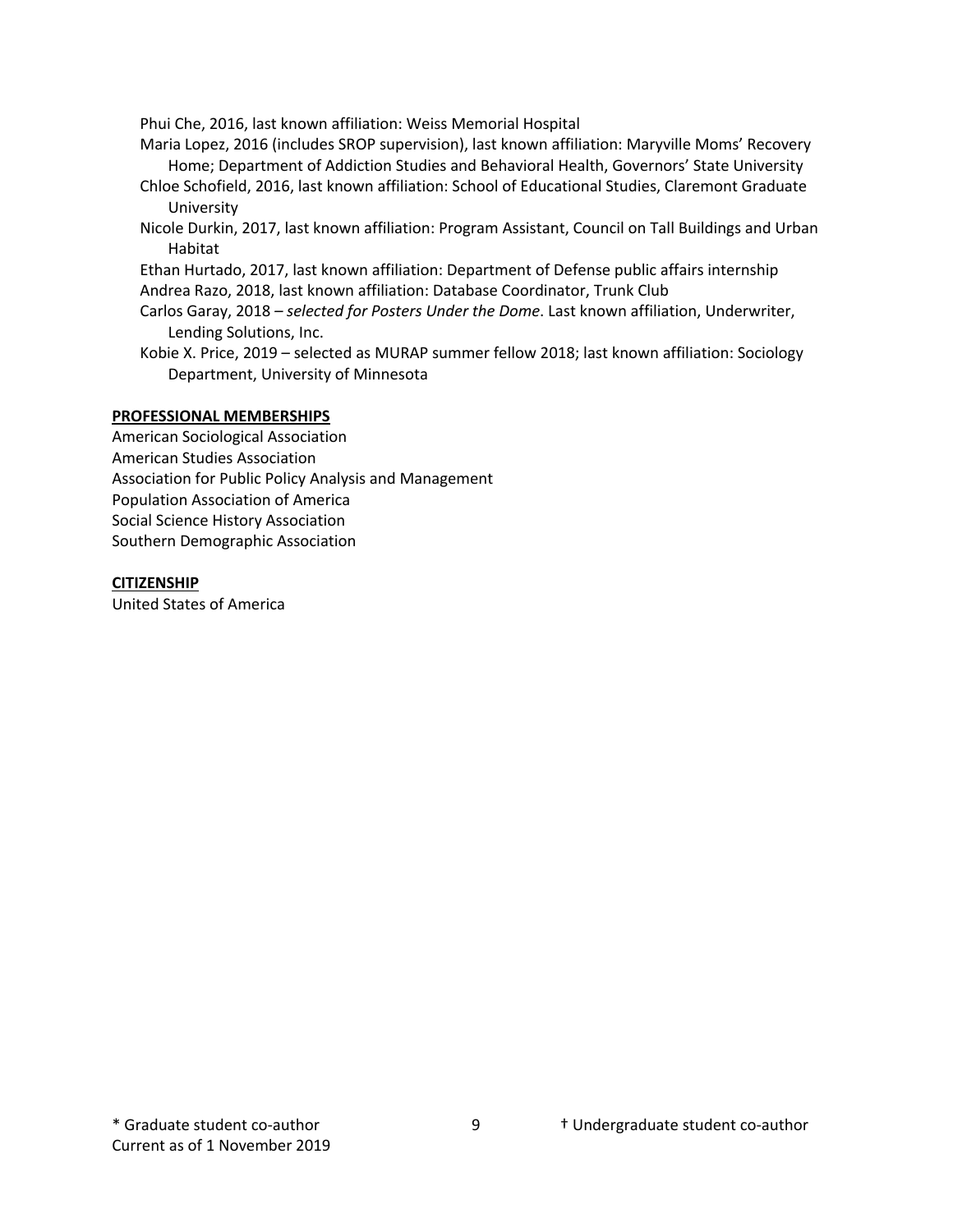Phui Che, 2016, last known affiliation: Weiss Memorial Hospital

Maria Lopez, 2016 (includes SROP supervision), last known affiliation: Maryville Moms' Recovery Home; Department of Addiction Studies and Behavioral Health, Governors' State University

Chloe Schofield, 2016, last known affiliation: School of Educational Studies, Claremont Graduate University

Nicole Durkin, 2017, last known affiliation: Program Assistant, Council on Tall Buildings and Urban Habitat

Ethan Hurtado, 2017, last known affiliation: Department of Defense public affairs internship

Andrea Razo, 2018, last known affiliation: Database Coordinator, Trunk Club

Carlos Garay, 2018 – *selected for Posters Under the Dome*. Last known affiliation, Underwriter, Lending Solutions, Inc.

Kobie X. Price, 2019 – selected as MURAP summer fellow 2018; last known affiliation: Sociology Department, University of Minnesota

**PROFESSIONAL MEMBERSHIPS**

American Sociological Association
American Studies Association
Association for Public Policy Analysis and Management
Population Association of America
Social Science History Association
Southern Demographic Association

**CITIZENSHIP**

United States of America

\* Graduate student co-author
† Undergraduate student co-author
Current as of 1 November 2019